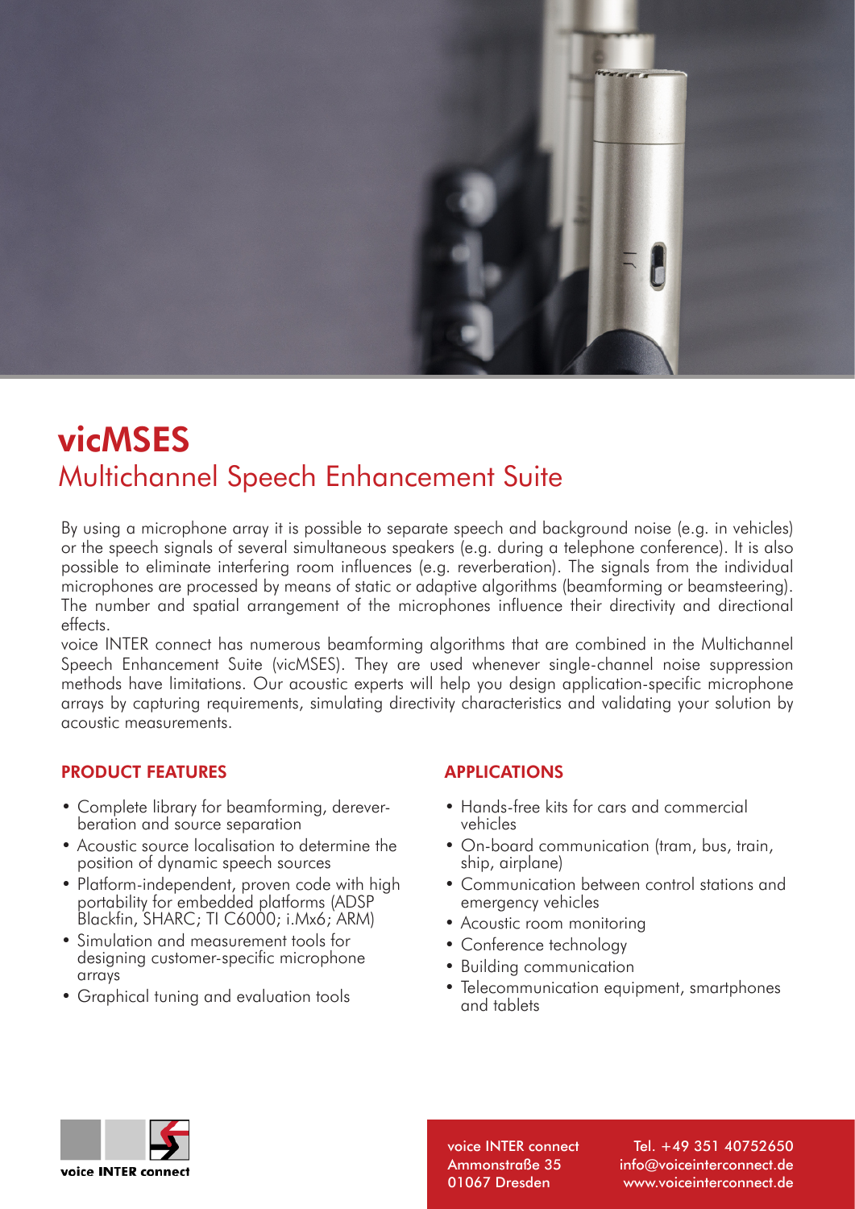# vicMSES

## Multichannel Speech Enhancement Suite

By using a microphone array it is possible to separate speech and background noise (e.g. in vehicles) or the speech signals of several simultaneous speakers (e.g. during a telephone conference). It is also possible to eliminate interfering room influences (e.g. reverberation). The signals from the individual microphones are processed by means of static or adaptive algorithms (beamforming or beamsteering). The number and spatial arrangement of the microphones influence their directivity and directional effects.

voice INTER connect has numerous beamforming algorithms that are combined in the Multichannel Speech Enhancement Suite (vicMSES). They are used whenever single-channel noise suppression methods have limitations. Our acoustic experts will help you design application-specific microphone arrays by capturing requirements, simulating directivity characteristics and validating your solution by acoustic measurements.

### PRODUCT FEATURES

- Complete library for beamforming, dereverberation and source separation
- Acoustic source localisation to determine the position of dynamic speech sources
- Platform-independent, proven code with high portability for embedded platforms (ADSP Blackfin, SHARC; TI C6000; i.Mx6; ARM)
- Simulation and measurement tools for designing customer-specific microphone arrays
- Graphical tuning and evaluation tools

### APPLICATIONS

- Hands-free kits for cars and commercial vehicles
- On-board communication (tram, bus, train, ship, airplane)
- Communication between control stations and emergency vehicles
- Acoustic room monitoring
- Conference technology
- Building communication
- Telecommunication equipment, smartphones and tablets

voice INTER connect

voice INTER connect
Ammonstraße 35
01067 Dresden

Tel. +49 351 40752650
info@voiceinterconnect.de
www.voiceinterconnect.de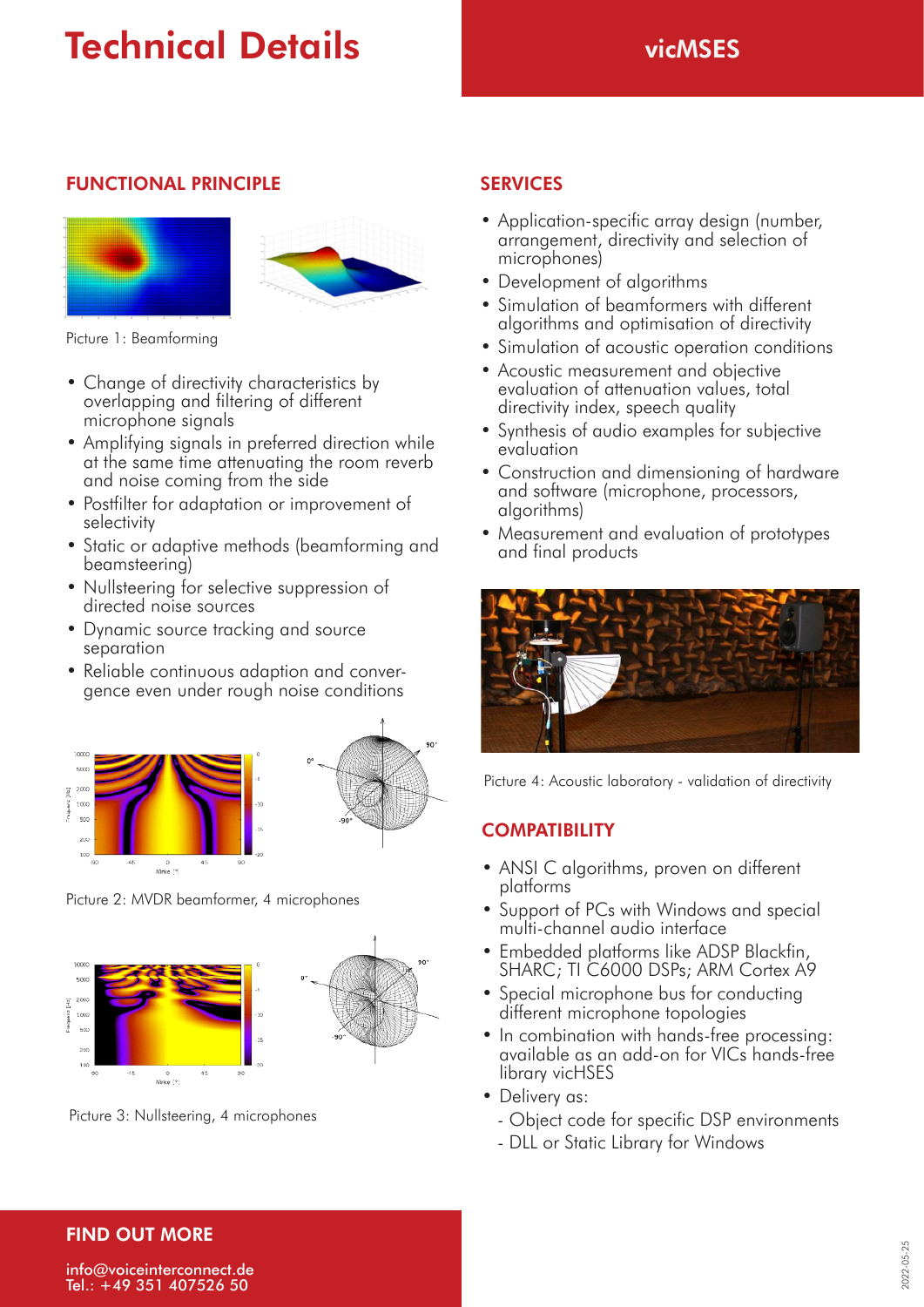# Technical Details

## vicMSES

### FUNCTIONAL PRINCIPLE

Picture 1: Beamforming

- Change of directivity characteristics by overlapping and filtering of different microphone signals
- Amplifying signals in preferred direction while at the same time attenuating the room reverb and noise coming from the side
- Postfilter for adaptation or improvement of selectivity
- Static or adaptive methods (beamforming and beamsteering)
- Nullsteering for selective suppression of directed noise sources
- Dynamic source tracking and source separation
- Reliable continuous adaption and convergence even under rough noise conditions

Picture 2: MVDR beamformer, 4 microphones

Picture 3: Nullsteering, 4 microphones

### SERVICES

- Application-specific array design (number, arrangement, directivity and selection of microphones)
- Development of algorithms
- Simulation of beamformers with different algorithms and optimisation of directivity
- Simulation of acoustic operation conditions
- Acoustic measurement and objective evaluation of attenuation values, total directivity index, speech quality
- Synthesis of audio examples for subjective evaluation
- Construction and dimensioning of hardware and software (microphone, processors, algorithms)
- Measurement and evaluation of prototypes and final products

Picture 4: Acoustic laboratory - validation of directivity

### COMPATIBILITY

- ANSI C algorithms, proven on different platforms
- Support of PCs with Windows and special multi-channel audio interface
- Embedded platforms like ADSP Blackfin, SHARC; TI C6000 DSPs; ARM Cortex A9
- Special microphone bus for conducting different microphone topologies
- In combination with hands-free processing: available as an add-on for VICs hands-free library vicHSES
- Delivery as:
  - Object code for specific DSP environments
  - DLL or Static Library for Windows

### FIND OUT MORE

info@voiceinterconnect.de
Tel.: +49 351 407526 50

2022-05-25